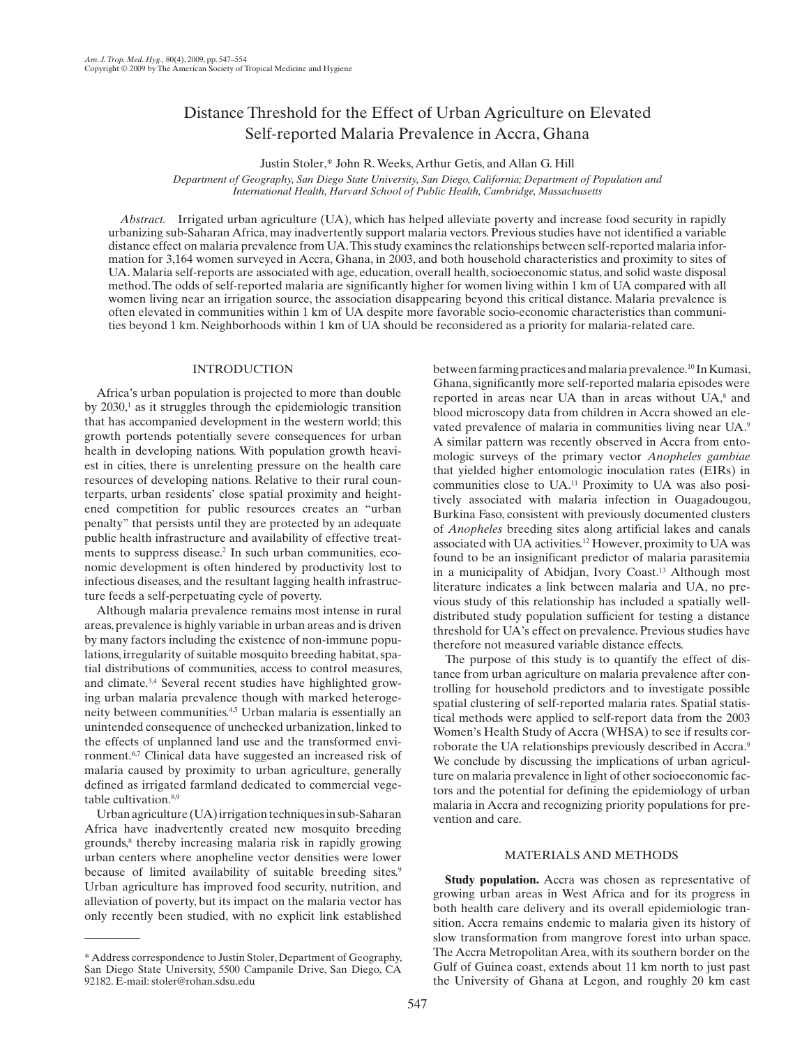# Distance Threshold for the Effect of Urban Agriculture on Elevated Self-reported Malaria Prevalence in Accra, Ghana

Justin Stoler,* John R. Weeks, Arthur Getis, and Allan G. Hill

*Department of Geography, San Diego State University, San Diego, California; Department of Population and International Health, Harvard School of Public Health, Cambridge, Massachusetts*

*Abstract.* Irrigated urban agriculture (UA), which has helped alleviate poverty and increase food security in rapidly urbanizing sub-Saharan Africa, may inadvertently support malaria vectors. Previous studies have not identified a variable distance effect on malaria prevalence from UA. This study examines the relationships between self-reported malaria information for 3,164 women surveyed in Accra, Ghana, in 2003, and both household characteristics and proximity to sites of UA. Malaria self-reports are associated with age, education, overall health, socioeconomic status, and solid waste disposal method. The odds of self-reported malaria are significantly higher for women living within 1 km of UA compared with all women living near an irrigation source, the association disappearing beyond this critical distance. Malaria prevalence is often elevated in communities within 1 km of UA despite more favorable socio-economic characteristics than communities beyond 1 km. Neighborhoods within 1 km of UA should be reconsidered as a priority for malaria-related care.

## INTRODUCTION

Africa's urban population is projected to more than double by 2030,[1] as it struggles through the epidemiologic transition that has accompanied development in the western world; this growth portends potentially severe consequences for urban health in developing nations. With population growth heaviest in cities, there is unrelenting pressure on the health care resources of developing nations. Relative to their rural counterparts, urban residents' close spatial proximity and heightened competition for public resources creates an "urban penalty" that persists until they are protected by an adequate public health infrastructure and availability of effective treatments to suppress disease.[2] In such urban communities, economic development is often hindered by productivity lost to infectious diseases, and the resultant lagging health infrastructure feeds a self-perpetuating cycle of poverty.

Although malaria prevalence remains most intense in rural areas, prevalence is highly variable in urban areas and is driven by many factors including the existence of non-immune populations, irregularity of suitable mosquito breeding habitat, spatial distributions of communities, access to control measures, and climate.[3,4] Several recent studies have highlighted growing urban malaria prevalence though with marked heterogeneity between communities.[4,5] Urban malaria is essentially an unintended consequence of unchecked urbanization, linked to the effects of unplanned land use and the transformed environment.[6,7] Clinical data have suggested an increased risk of malaria caused by proximity to urban agriculture, generally defined as irrigated farmland dedicated to commercial vegetable cultivation.[8,9]

Urban agriculture (UA) irrigation techniques in sub-Saharan Africa have inadvertently created new mosquito breeding grounds,[8] thereby increasing malaria risk in rapidly growing urban centers where anopheline vector densities were lower because of limited availability of suitable breeding sites.[9] Urban agriculture has improved food security, nutrition, and alleviation of poverty, but its impact on the malaria vector has only recently been studied, with no explicit link established between farming practices and malaria prevalence.[10] In Kumasi, Ghana, significantly more self-reported malaria episodes were reported in areas near UA than in areas without UA,[8] and blood microscopy data from children in Accra showed an elevated prevalence of malaria in communities living near UA.[9] A similar pattern was recently observed in Accra from entomologic surveys of the primary vector *Anopheles gambiae* that yielded higher entomologic inoculation rates (EIRs) in communities close to UA.[11] Proximity to UA was also positively associated with malaria infection in Ouagadougou, Burkina Faso, consistent with previously documented clusters of *Anopheles* breeding sites along artificial lakes and canals associated with UA activities.[12] However, proximity to UA was found to be an insignificant predictor of malaria parasitemia in a municipality of Abidjan, Ivory Coast.[13] Although most literature indicates a link between malaria and UA, no previous study of this relationship has included a spatially well-distributed study population sufficient for testing a distance threshold for UA's effect on prevalence. Previous studies have therefore not measured variable distance effects.

The purpose of this study is to quantify the effect of distance from urban agriculture on malaria prevalence after controlling for household predictors and to investigate possible spatial clustering of self-reported malaria rates. Spatial statistical methods were applied to self-report data from the 2003 Women's Health Study of Accra (WHSA) to see if results corroborate the UA relationships previously described in Accra.[9] We conclude by discussing the implications of urban agriculture on malaria prevalence in light of other socioeconomic factors and the potential for defining the epidemiology of urban malaria in Accra and recognizing priority populations for prevention and care.

## MATERIALS AND METHODS

**Study population.** Accra was chosen as representative of growing urban areas in West Africa and for its progress in both health care delivery and its overall epidemiologic transition. Accra remains endemic to malaria given its history of slow transformation from mangrove forest into urban space. The Accra Metropolitan Area, with its southern border on the Gulf of Guinea coast, extends about 11 km north to just past the University of Ghana at Legon, and roughly 20 km east

---

\* Address correspondence to Justin Stoler, Department of Geography, San Diego State University, 5500 Campanile Drive, San Diego, CA 92182. E-mail: stoler@rohan.sdsu.edu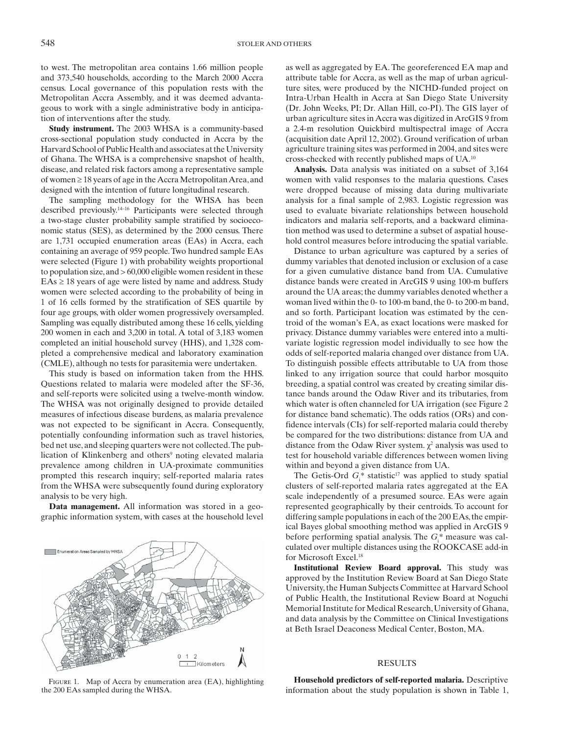to west. The metropolitan area contains 1.66 million people and 373,540 households, according to the March 2000 Accra census. Local governance of this population rests with the Metropolitan Accra Assembly, and it was deemed advantageous to work with a single administrative body in anticipation of interventions after the study.

**Study instrument.** The 2003 WHSA is a community-based cross-sectional population study conducted in Accra by the Harvard School of Public Health and associates at the University of Ghana. The WHSA is a comprehensive snapshot of health, disease, and related risk factors among a representative sample of women ≥ 18 years of age in the Accra Metropolitan Area, and designed with the intention of future longitudinal research.

The sampling methodology for the WHSA has been described previously.[14–16] Participants were selected through a two-stage cluster probability sample stratified by socioeconomic status (SES), as determined by the 2000 census. There are 1,731 occupied enumeration areas (EAs) in Accra, each containing an average of 959 people. Two hundred sample EAs were selected (Figure 1) with probability weights proportional to population size, and > 60,000 eligible women resident in these EAs ≥ 18 years of age were listed by name and address. Study women were selected according to the probability of being in 1 of 16 cells formed by the stratification of SES quartile by four age groups, with older women progressively oversampled. Sampling was equally distributed among these 16 cells, yielding 200 women in each and 3,200 in total. A total of 3,183 women completed an initial household survey (HHS), and 1,328 completed a comprehensive medical and laboratory examination (CMLE), although no tests for parasitemia were undertaken.

This study is based on information taken from the HHS. Questions related to malaria were modeled after the SF-36, and self-reports were solicited using a twelve-month window. The WHSA was not originally designed to provide detailed measures of infectious disease burdens, as malaria prevalence was not expected to be significant in Accra. Consequently, potentially confounding information such as travel histories, bed net use, and sleeping quarters were not collected. The publication of Klinkenberg and others[9] noting elevated malaria prevalence among children in UA-proximate communities prompted this research inquiry; self-reported malaria rates from the WHSA were subsequently found during exploratory analysis to be very high.

**Data management.** All information was stored in a geographic information system, with cases at the household level as well as aggregated by EA. The georeferenced EA map and attribute table for Accra, as well as the map of urban agriculture sites, were produced by the NICHD-funded project on Intra-Urban Health in Accra at San Diego State University (Dr. John Weeks, PI; Dr. Allan Hill, co-PI). The GIS layer of urban agriculture sites in Accra was digitized in ArcGIS 9 from a 2.4-m resolution Quickbird multispectral image of Accra (acquisition date April 12, 2002). Ground verification of urban agriculture training sites was performed in 2004, and sites were cross-checked with recently published maps of UA.[10]

FIGURE 1. Map of Accra by enumeration area (EA), highlighting the 200 EAs sampled during the WHSA.

**Analysis.** Data analysis was initiated on a subset of 3,164 women with valid responses to the malaria questions. Cases were dropped because of missing data during multivariate analysis for a final sample of 2,983. Logistic regression was used to evaluate bivariate relationships between household indicators and malaria self-reports, and a backward elimination method was used to determine a subset of aspatial household control measures before introducing the spatial variable.

Distance to urban agriculture was captured by a series of dummy variables that denoted inclusion or exclusion of a case for a given cumulative distance band from UA. Cumulative distance bands were created in ArcGIS 9 using 100-m buffers around the UA areas; the dummy variables denoted whether a woman lived within the 0- to 100-m band, the 0- to 200-m band, and so forth. Participant location was estimated by the centroid of the woman's EA, as exact locations were masked for privacy. Distance dummy variables were entered into a multivariate logistic regression model individually to see how the odds of self-reported malaria changed over distance from UA. To distinguish possible effects attributable to UA from those linked to any irrigation source that could harbor mosquito breeding, a spatial control was created by creating similar distance bands around the Odaw River and its tributaries, from which water is often channeled for UA irrigation (see Figure 2 for distance band schematic). The odds ratios (ORs) and confidence intervals (CIs) for self-reported malaria could thereby be compared for the two distributions: distance from UA and distance from the Odaw River system. $\chi^2$ analysis was used to test for household variable differences between women living within and beyond a given distance from UA.

The Getis-Ord $G_i$* statistic[17] was applied to study spatial clusters of self-reported malaria rates aggregated at the EA scale independently of a presumed source. EAs were again represented geographically by their centroids. To account for differing sample populations in each of the 200 EAs, the empirical Bayes global smoothing method was applied in ArcGIS 9 before performing spatial analysis. The $G_i$* measure was calculated over multiple distances using the ROOKCASE add-in for Microsoft Excel.[18]

**Institutional Review Board approval.** This study was approved by the Institution Review Board at San Diego State University, the Human Subjects Committee at Harvard School of Public Health, the Institutional Review Board at Noguchi Memorial Institute for Medical Research, University of Ghana, and data analysis by the Committee on Clinical Investigations at Beth Israel Deaconess Medical Center, Boston, MA.

## RESULTS

**Household predictors of self-reported malaria.** Descriptive information about the study population is shown in Table 1,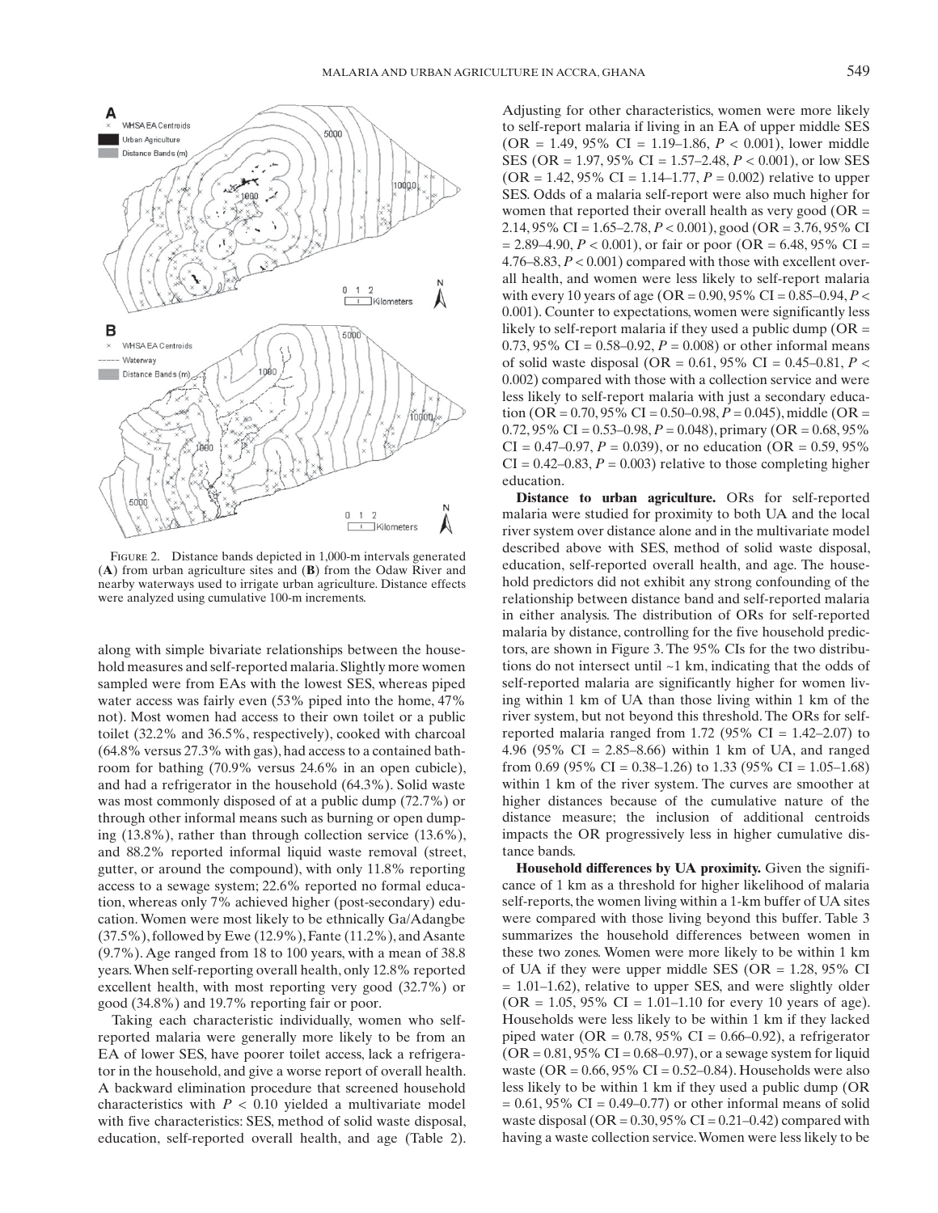FIGURE 2. Distance bands depicted in 1,000-m intervals generated (**A**) from urban agriculture sites and (**B**) from the Odaw River and nearby waterways used to irrigate urban agriculture. Distance effects were analyzed using cumulative 100-m increments.

along with simple bivariate relationships between the household measures and self-reported malaria. Slightly more women sampled were from EAs with the lowest SES, whereas piped water access was fairly even (53% piped into the home, 47% not). Most women had access to their own toilet or a public toilet (32.2% and 36.5%, respectively), cooked with charcoal (64.8% versus 27.3% with gas), had access to a contained bathroom for bathing (70.9% versus 24.6% in an open cubicle), and had a refrigerator in the household (64.3%). Solid waste was most commonly disposed of at a public dump (72.7%) or through other informal means such as burning or open dumping (13.8%), rather than through collection service (13.6%), and 88.2% reported informal liquid waste removal (street, gutter, or around the compound), with only 11.8% reporting access to a sewage system; 22.6% reported no formal education, whereas only 7% achieved higher (post-secondary) education. Women were most likely to be ethnically Ga/Adangbe (37.5%), followed by Ewe (12.9%), Fante (11.2%), and Asante (9.7%). Age ranged from 18 to 100 years, with a mean of 38.8 years. When self-reporting overall health, only 12.8% reported excellent health, with most reporting very good (32.7%) or good (34.8%) and 19.7% reporting fair or poor.

Taking each characteristic individually, women who self-reported malaria were generally more likely to be from an EA of lower SES, have poorer toilet access, lack a refrigerator in the household, and give a worse report of overall health. A backward elimination procedure that screened household characteristics with $P < 0.10$ yielded a multivariate model with five characteristics: SES, method of solid waste disposal, education, self-reported overall health, and age (Table 2). Adjusting for other characteristics, women were more likely to self-report malaria if living in an EA of upper middle SES (OR = 1.49, 95% CI = 1.19–1.86, $P < 0.001$), lower middle SES (OR = 1.97, 95% CI = 1.57–2.48, $P < 0.001$), or low SES (OR = 1.42, 95% CI = 1.14–1.77, $P = 0.002$) relative to upper SES. Odds of a malaria self-report were also much higher for women that reported their overall health as very good (OR = 2.14, 95% CI = 1.65–2.78, $P < 0.001$), good (OR = 3.76, 95% CI = 2.89–4.90, $P < 0.001$), or fair or poor (OR = 6.48, 95% CI = 4.76–8.83, $P < 0.001$) compared with those with excellent overall health, and women were less likely to self-report malaria with every 10 years of age (OR = 0.90, 95% CI = 0.85–0.94, $P < 0.001$). Counter to expectations, women were significantly less likely to self-report malaria if they used a public dump (OR = 0.73, 95% CI = 0.58–0.92, $P = 0.008$) or other informal means of solid waste disposal (OR = 0.61, 95% CI = 0.45–0.81, $P < 0.002$) compared with those with a collection service and were less likely to self-report malaria with just a secondary education (OR = 0.70, 95% CI = 0.50–0.98, $P = 0.045$), middle (OR = 0.72, 95% CI = 0.53–0.98, $P = 0.048$), primary (OR = 0.68, 95% CI = 0.47–0.97, $P = 0.039$), or no education (OR = 0.59, 95% CI = 0.42–0.83, $P = 0.003$) relative to those completing higher education.

**Distance to urban agriculture.** ORs for self-reported malaria were studied for proximity to both UA and the local river system over distance alone and in the multivariate model described above with SES, method of solid waste disposal, education, self-reported overall health, and age. The household predictors did not exhibit any strong confounding of the relationship between distance band and self-reported malaria in either analysis. The distribution of ORs for self-reported malaria by distance, controlling for the five household predictors, are shown in Figure 3. The 95% CIs for the two distributions do not intersect until ~1 km, indicating that the odds of self-reported malaria are significantly higher for women living within 1 km of UA than those living within 1 km of the river system, but not beyond this threshold. The ORs for self-reported malaria ranged from 1.72 (95% CI = 1.42–2.07) to 4.96 (95% CI = 2.85–8.66) within 1 km of UA, and ranged from 0.69 (95% CI = 0.38–1.26) to 1.33 (95% CI = 1.05–1.68) within 1 km of the river system. The curves are smoother at higher distances because of the cumulative nature of the distance measure; the inclusion of additional centroids impacts the OR progressively less in higher cumulative distance bands.

**Household differences by UA proximity.** Given the significance of 1 km as a threshold for higher likelihood of malaria self-reports, the women living within a 1-km buffer of UA sites were compared with those living beyond this buffer. Table 3 summarizes the household differences between women in these two zones. Women were more likely to be within 1 km of UA if they were upper middle SES (OR = 1.28, 95% CI = 1.01–1.62), relative to upper SES, and were slightly older (OR = 1.05, 95% CI = 1.01–1.10 for every 10 years of age). Households were less likely to be within 1 km if they lacked piped water (OR = 0.78, 95% CI = 0.66–0.92), a refrigerator (OR = 0.81, 95% CI = 0.68–0.97), or a sewage system for liquid waste (OR = 0.66, 95% CI = 0.52–0.84). Households were also less likely to be within 1 km if they used a public dump (OR = 0.61, 95% CI = 0.49–0.77) or other informal means of solid waste disposal (OR = 0.30, 95% CI = 0.21–0.42) compared with having a waste collection service. Women were less likely to be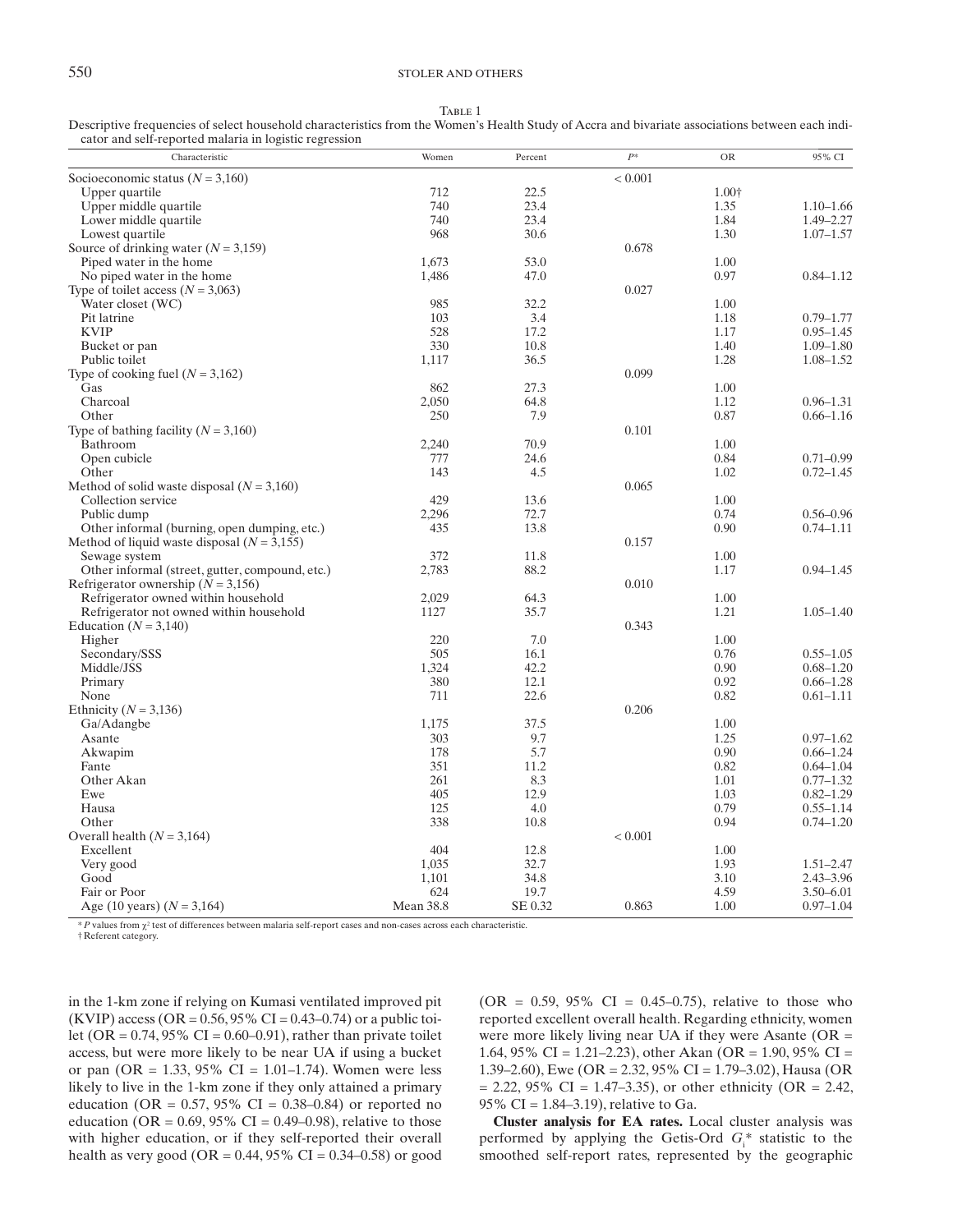Table 1

Descriptive frequencies of select household characteristics from the Women's Health Study of Accra and bivariate associations between each indicator and self-reported malaria in logistic regression

| Characteristic | Women | Percent | $P$* | OR | 95% CI |
|---|---|---|---|---|---|
| Socioeconomic status ($N$ = 3,160) | | | < 0.001 | | |
| Upper quartile | 712 | 22.5 | | 1.00† | |
| Upper middle quartile | 740 | 23.4 | | 1.35 | 1.10–1.66 |
| Lower middle quartile | 740 | 23.4 | | 1.84 | 1.49–2.27 |
| Lowest quartile | 968 | 30.6 | | 1.30 | 1.07–1.57 |
| Source of drinking water ($N$ = 3,159) | | | 0.678 | | |
| Piped water in the home | 1,673 | 53.0 | | 1.00 | |
| No piped water in the home | 1,486 | 47.0 | | 0.97 | 0.84–1.12 |
| Type of toilet access ($N$ = 3,063) | | | 0.027 | | |
| Water closet (WC) | 985 | 32.2 | | 1.00 | |
| Pit latrine | 103 | 3.4 | | 1.18 | 0.79–1.77 |
| KVIP | 528 | 17.2 | | 1.17 | 0.95–1.45 |
| Bucket or pan | 330 | 10.8 | | 1.40 | 1.09–1.80 |
| Public toilet | 1,117 | 36.5 | | 1.28 | 1.08–1.52 |
| Type of cooking fuel ($N$ = 3,162) | | | 0.099 | | |
| Gas | 862 | 27.3 | | 1.00 | |
| Charcoal | 2,050 | 64.8 | | 1.12 | 0.96–1.31 |
| Other | 250 | 7.9 | | 0.87 | 0.66–1.16 |
| Type of bathing facility ($N$ = 3,160) | | | 0.101 | | |
| Bathroom | 2,240 | 70.9 | | 1.00 | |
| Open cubicle | 777 | 24.6 | | 0.84 | 0.71–0.99 |
| Other | 143 | 4.5 | | 1.02 | 0.72–1.45 |
| Method of solid waste disposal ($N$ = 3,160) | | | 0.065 | | |
| Collection service | 429 | 13.6 | | 1.00 | |
| Public dump | 2,296 | 72.7 | | 0.74 | 0.56–0.96 |
| Other informal (burning, open dumping, etc.) | 435 | 13.8 | | 0.90 | 0.74–1.11 |
| Method of liquid waste disposal ($N$ = 3,155) | | | 0.157 | | |
| Sewage system | 372 | 11.8 | | 1.00 | |
| Other informal (street, gutter, compound, etc.) | 2,783 | 88.2 | | 1.17 | 0.94–1.45 |
| Refrigerator ownership ($N$ = 3,156) | | | 0.010 | | |
| Refrigerator owned within household | 2,029 | 64.3 | | 1.00 | |
| Refrigerator not owned within household | 1127 | 35.7 | | 1.21 | 1.05–1.40 |
| Education ($N$ = 3,140) | | | 0.343 | | |
| Higher | 220 | 7.0 | | 1.00 | |
| Secondary/SSS | 505 | 16.1 | | 0.76 | 0.55–1.05 |
| Middle/JSS | 1,324 | 42.2 | | 0.90 | 0.68–1.20 |
| Primary | 380 | 12.1 | | 0.92 | 0.66–1.28 |
| None | 711 | 22.6 | | 0.82 | 0.61–1.11 |
| Ethnicity ($N$ = 3,136) | | | 0.206 | | |
| Ga/Adangbe | 1,175 | 37.5 | | 1.00 | |
| Asante | 303 | 9.7 | | 1.25 | 0.97–1.62 |
| Akwapim | 178 | 5.7 | | 0.90 | 0.66–1.24 |
| Fante | 351 | 11.2 | | 0.82 | 0.64–1.04 |
| Other Akan | 261 | 8.3 | | 1.01 | 0.77–1.32 |
| Ewe | 405 | 12.9 | | 1.03 | 0.82–1.29 |
| Hausa | 125 | 4.0 | | 0.79 | 0.55–1.14 |
| Other | 338 | 10.8 | | 0.94 | 0.74–1.20 |
| Overall health ($N$ = 3,164) | | | < 0.001 | | |
| Excellent | 404 | 12.8 | | 1.00 | |
| Very good | 1,035 | 32.7 | | 1.93 | 1.51–2.47 |
| Good | 1,101 | 34.8 | | 3.10 | 2.43–3.96 |
| Fair or Poor | 624 | 19.7 | | 4.59 | 3.50–6.01 |
| Age (10 years) ($N$ = 3,164) | Mean 38.8 | SE 0.32 | 0.863 | 1.00 | 0.97–1.04 |

\* $P$ values from $\chi^2$ test of differences between malaria self-report cases and non-cases across each characteristic.
† Referent category.

in the 1-km zone if relying on Kumasi ventilated improved pit (KVIP) access (OR = 0.56, 95% CI = 0.43–0.74) or a public toilet (OR = 0.74, 95% CI = 0.60–0.91), rather than private toilet access, but were more likely to be near UA if using a bucket or pan (OR = 1.33, 95% CI = 1.01–1.74). Women were less likely to live in the 1-km zone if they only attained a primary education (OR = 0.57, 95% CI = 0.38–0.84) or reported no education (OR = 0.69, 95% CI = 0.49–0.98), relative to those with higher education, or if they self-reported their overall health as very good (OR = 0.44, 95% CI = 0.34–0.58) or good (OR = 0.59, 95% CI = 0.45–0.75), relative to those who reported excellent overall health. Regarding ethnicity, women were more likely living near UA if they were Asante (OR = 1.64, 95% CI = 1.21–2.23), other Akan (OR = 1.90, 95% CI = 1.39–2.60), Ewe (OR = 2.32, 95% CI = 1.79–3.02), Hausa (OR = 2.22, 95% CI = 1.47–3.35), or other ethnicity (OR = 2.42, 95% CI = 1.84–3.19), relative to Ga.

**Cluster analysis for EA rates.** Local cluster analysis was performed by applying the Getis-Ord $G_i$* statistic to the smoothed self-report rates, represented by the geographic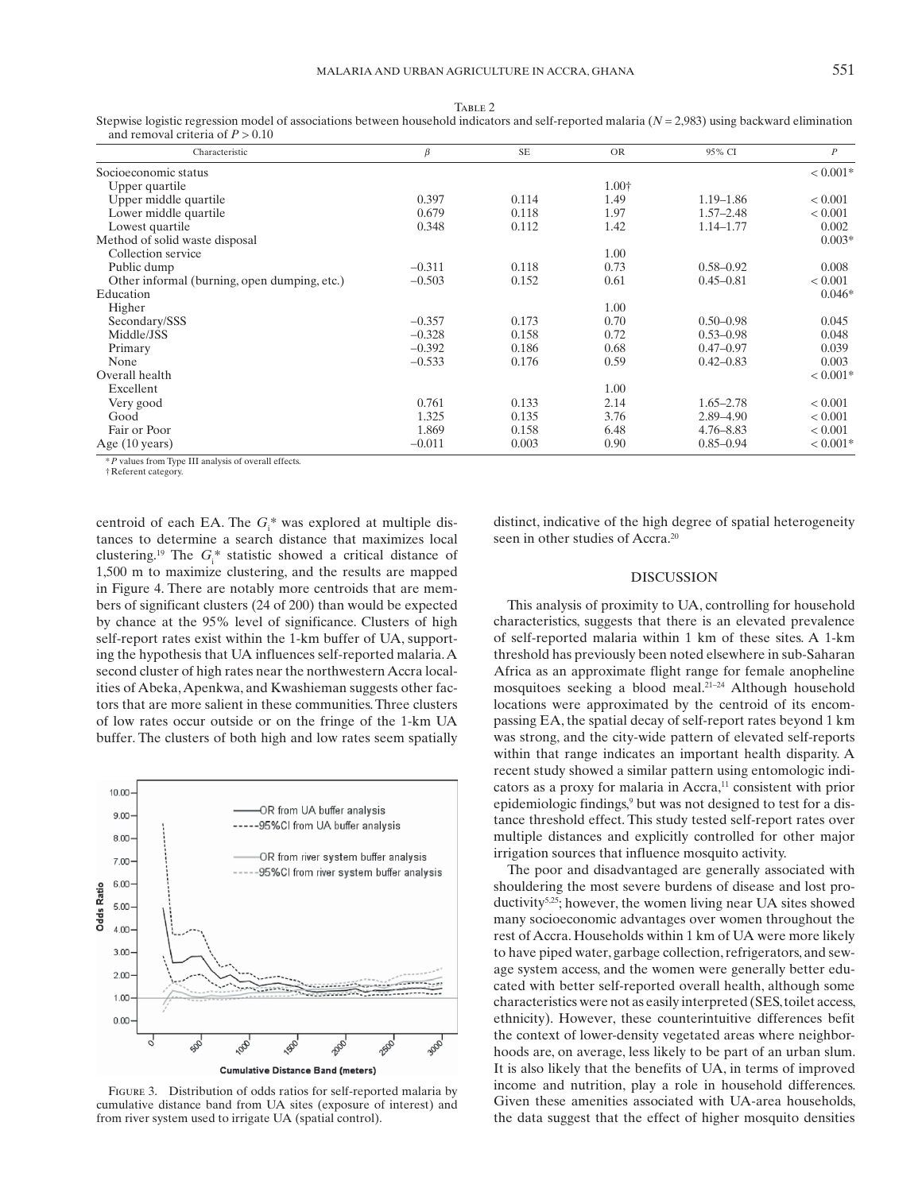Table 2

Stepwise logistic regression model of associations between household indicators and self-reported malaria ($N$ = 2,983) using backward elimination and removal criteria of $P > 0.10$

| Characteristic | $\beta$ | SE | OR | 95% CI | $P$ |
|---|---|---|---|---|---|
| Socioeconomic status | | | | | < 0.001* |
| Upper quartile | | | 1.00† | | |
| Upper middle quartile | 0.397 | 0.114 | 1.49 | 1.19–1.86 | < 0.001 |
| Lower middle quartile | 0.679 | 0.118 | 1.97 | 1.57–2.48 | < 0.001 |
| Lowest quartile | 0.348 | 0.112 | 1.42 | 1.14–1.77 | 0.002 |
| Method of solid waste disposal | | | | | 0.003* |
| Collection service | | | 1.00 | | |
| Public dump | −0.311 | 0.118 | 0.73 | 0.58–0.92 | 0.008 |
| Other informal (burning, open dumping, etc.) | −0.503 | 0.152 | 0.61 | 0.45–0.81 | < 0.001 |
| Education | | | | | 0.046* |
| Higher | | | 1.00 | | |
| Secondary/SSS | −0.357 | 0.173 | 0.70 | 0.50–0.98 | 0.045 |
| Middle/JSS | −0.328 | 0.158 | 0.72 | 0.53–0.98 | 0.048 |
| Primary | −0.392 | 0.186 | 0.68 | 0.47–0.97 | 0.039 |
| None | −0.533 | 0.176 | 0.59 | 0.42–0.83 | 0.003 |
| Overall health | | | | | < 0.001* |
| Excellent | | | 1.00 | | |
| Very good | 0.761 | 0.133 | 2.14 | 1.65–2.78 | < 0.001 |
| Good | 1.325 | 0.135 | 3.76 | 2.89–4.90 | < 0.001 |
| Fair or Poor | 1.869 | 0.158 | 6.48 | 4.76–8.83 | < 0.001 |
| Age (10 years) | −0.011 | 0.003 | 0.90 | 0.85–0.94 | < 0.001* |

* $P$ values from Type III analysis of overall effects.
† Referent category.

centroid of each EA. The $G_i^*$ was explored at multiple distances to determine a search distance that maximizes local clustering.[19] The $G_i^*$ statistic showed a critical distance of 1,500 m to maximize clustering, and the results are mapped in Figure 4. There are notably more centroids that are members of significant clusters (24 of 200) than would be expected by chance at the 95% level of significance. Clusters of high self-report rates exist within the 1-km buffer of UA, supporting the hypothesis that UA influences self-reported malaria. A second cluster of high rates near the northwestern Accra localities of Abeka, Apenkwa, and Kwashieman suggests other factors that are more salient in these communities. Three clusters of low rates occur outside or on the fringe of the 1-km UA buffer. The clusters of both high and low rates seem spatially distinct, indicative of the high degree of spatial heterogeneity seen in other studies of Accra.[20]

Figure 3. Distribution of odds ratios for self-reported malaria by cumulative distance band from UA sites (exposure of interest) and from river system used to irrigate UA (spatial control).

## DISCUSSION

This analysis of proximity to UA, controlling for household characteristics, suggests that there is an elevated prevalence of self-reported malaria within 1 km of these sites. A 1-km threshold has previously been noted elsewhere in sub-Saharan Africa as an approximate flight range for female anopheline mosquitoes seeking a blood meal.[21–24] Although household locations were approximated by the centroid of its encompassing EA, the spatial decay of self-report rates beyond 1 km was strong, and the city-wide pattern of elevated self-reports within that range indicates an important health disparity. A recent study showed a similar pattern using entomologic indicators as a proxy for malaria in Accra,[11] consistent with prior epidemiologic findings,[9] but was not designed to test for a distance threshold effect. This study tested self-report rates over multiple distances and explicitly controlled for other major irrigation sources that influence mosquito activity.

The poor and disadvantaged are generally associated with shouldering the most severe burdens of disease and lost productivity[5,25]; however, the women living near UA sites showed many socioeconomic advantages over women throughout the rest of Accra. Households within 1 km of UA were more likely to have piped water, garbage collection, refrigerators, and sewage system access, and the women were generally better educated with better self-reported overall health, although some characteristics were not as easily interpreted (SES, toilet access, ethnicity). However, these counterintuitive differences befit the context of lower-density vegetated areas where neighborhoods are, on average, less likely to be part of an urban slum. It is also likely that the benefits of UA, in terms of improved income and nutrition, play a role in household differences. Given these amenities associated with UA-area households, the data suggest that the effect of higher mosquito densities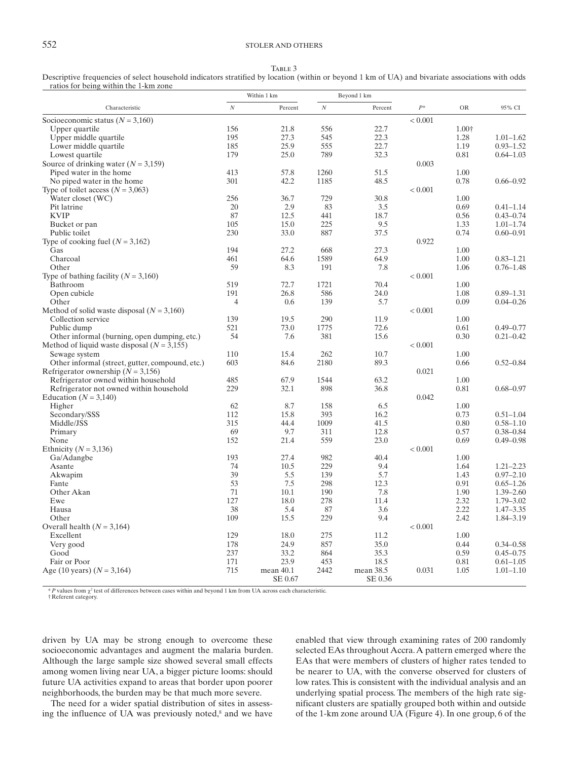Table 3

Descriptive frequencies of select household indicators stratified by location (within or beyond 1 km of UA) and bivariate associations with odds ratios for being within the 1-km zone

| Characteristic | Within 1 km | | Beyond 1 km | | | | |
|---|---|---|---|---|---|---|---|
| | $N$ | Percent | $N$ | Percent | $P$* | OR | 95% CI |
| Socioeconomic status ($N$ = 3,160) | | | | | < 0.001 | | |
| Upper quartile | 156 | 21.8 | 556 | 22.7 | | 1.00† | |
| Upper middle quartile | 195 | 27.3 | 545 | 22.3 | | 1.28 | 1.01–1.62 |
| Lower middle quartile | 185 | 25.9 | 555 | 22.7 | | 1.19 | 0.93–1.52 |
| Lowest quartile | 179 | 25.0 | 789 | 32.3 | | 0.81 | 0.64–1.03 |
| Source of drinking water ($N$ = 3,159) | | | | | 0.003 | | |
| Piped water in the home | 413 | 57.8 | 1260 | 51.5 | | 1.00 | |
| No piped water in the home | 301 | 42.2 | 1185 | 48.5 | | 0.78 | 0.66–0.92 |
| Type of toilet access ($N$ = 3,063) | | | | | < 0.001 | | |
| Water closet (WC) | 256 | 36.7 | 729 | 30.8 | | 1.00 | |
| Pit latrine | 20 | 2.9 | 83 | 3.5 | | 0.69 | 0.41–1.14 |
| KVIP | 87 | 12.5 | 441 | 18.7 | | 0.56 | 0.43–0.74 |
| Bucket or pan | 105 | 15.0 | 225 | 9.5 | | 1.33 | 1.01–1.74 |
| Public toilet | 230 | 33.0 | 887 | 37.5 | | 0.74 | 0.60–0.91 |
| Type of cooking fuel ($N$ = 3,162) | | | | | 0.922 | | |
| Gas | 194 | 27.2 | 668 | 27.3 | | 1.00 | |
| Charcoal | 461 | 64.6 | 1589 | 64.9 | | 1.00 | 0.83–1.21 |
| Other | 59 | 8.3 | 191 | 7.8 | | 1.06 | 0.76–1.48 |
| Type of bathing facility ($N$ = 3,160) | | | | | < 0.001 | | |
| Bathroom | 519 | 72.7 | 1721 | 70.4 | | 1.00 | |
| Open cubicle | 191 | 26.8 | 586 | 24.0 | | 1.08 | 0.89–1.31 |
| Other | 4 | 0.6 | 139 | 5.7 | | 0.09 | 0.04–0.26 |
| Method of solid waste disposal ($N$ = 3,160) | | | | | < 0.001 | | |
| Collection service | 139 | 19.5 | 290 | 11.9 | | 1.00 | |
| Public dump | 521 | 73.0 | 1775 | 72.6 | | 0.61 | 0.49–0.77 |
| Other informal (burning, open dumping, etc.) | 54 | 7.6 | 381 | 15.6 | | 0.30 | 0.21–0.42 |
| Method of liquid waste disposal ($N$ = 3,155) | | | | | < 0.001 | | |
| Sewage system | 110 | 15.4 | 262 | 10.7 | | 1.00 | |
| Other informal (street, gutter, compound, etc.) | 603 | 84.6 | 2180 | 89.3 | | 0.66 | 0.52–0.84 |
| Refrigerator ownership ($N$ = 3,156) | | | | | 0.021 | | |
| Refrigerator owned within household | 485 | 67.9 | 1544 | 63.2 | | 1.00 | |
| Refrigerator not owned within household | 229 | 32.1 | 898 | 36.8 | | 0.81 | 0.68–0.97 |
| Education ($N$ = 3,140) | | | | | 0.042 | | |
| Higher | 62 | 8.7 | 158 | 6.5 | | 1.00 | |
| Secondary/SSS | 112 | 15.8 | 393 | 16.2 | | 0.73 | 0.51–1.04 |
| Middle/JSS | 315 | 44.4 | 1009 | 41.5 | | 0.80 | 0.58–1.10 |
| Primary | 69 | 9.7 | 311 | 12.8 | | 0.57 | 0.38–0.84 |
| None | 152 | 21.4 | 559 | 23.0 | | 0.69 | 0.49–0.98 |
| Ethnicity ($N$ = 3,136) | | | | | < 0.001 | | |
| Ga/Adangbe | 193 | 27.4 | 982 | 40.4 | | 1.00 | |
| Asante | 74 | 10.5 | 229 | 9.4 | | 1.64 | 1.21–2.23 |
| Akwapim | 39 | 5.5 | 139 | 5.7 | | 1.43 | 0.97–2.10 |
| Fante | 53 | 7.5 | 298 | 12.3 | | 0.91 | 0.65–1.26 |
| Other Akan | 71 | 10.1 | 190 | 7.8 | | 1.90 | 1.39–2.60 |
| Ewe | 127 | 18.0 | 278 | 11.4 | | 2.32 | 1.79–3.02 |
| Hausa | 38 | 5.4 | 87 | 3.6 | | 2.22 | 1.47–3.35 |
| Other | 109 | 15.5 | 229 | 9.4 | | 2.42 | 1.84–3.19 |
| Overall health ($N$ = 3,164) | | | | | < 0.001 | | |
| Excellent | 129 | 18.0 | 275 | 11.2 | | 1.00 | |
| Very good | 178 | 24.9 | 857 | 35.0 | | 0.44 | 0.34–0.58 |
| Good | 237 | 33.2 | 864 | 35.3 | | 0.59 | 0.45–0.75 |
| Fair or Poor | 171 | 23.9 | 453 | 18.5 | | 0.81 | 0.61–1.05 |
| Age (10 years) ($N$ = 3,164) | 715 | mean 40.1 SE 0.67 | 2442 | mean 38.5 SE 0.36 | 0.031 | 1.05 | 1.01–1.10 |

\* $P$ values from $\chi^2$ test of differences between cases within and beyond 1 km from UA across each characteristic.
† Referent category.

driven by UA may be strong enough to overcome these socioeconomic advantages and augment the malaria burden. Although the large sample size showed several small effects among women living near UA, a bigger picture looms: should future UA activities expand to areas that border upon poorer neighborhoods, the burden may be that much more severe.

The need for a wider spatial distribution of sites in assessing the influence of UA was previously noted,[8] and we have enabled that view through examining rates of 200 randomly selected EAs throughout Accra. A pattern emerged where the EAs that were members of clusters of higher rates tended to be nearer to UA, with the converse observed for clusters of low rates. This is consistent with the individual analysis and an underlying spatial process. The members of the high rate significant clusters are spatially grouped both within and outside of the 1-km zone around UA (Figure 4). In one group, 6 of the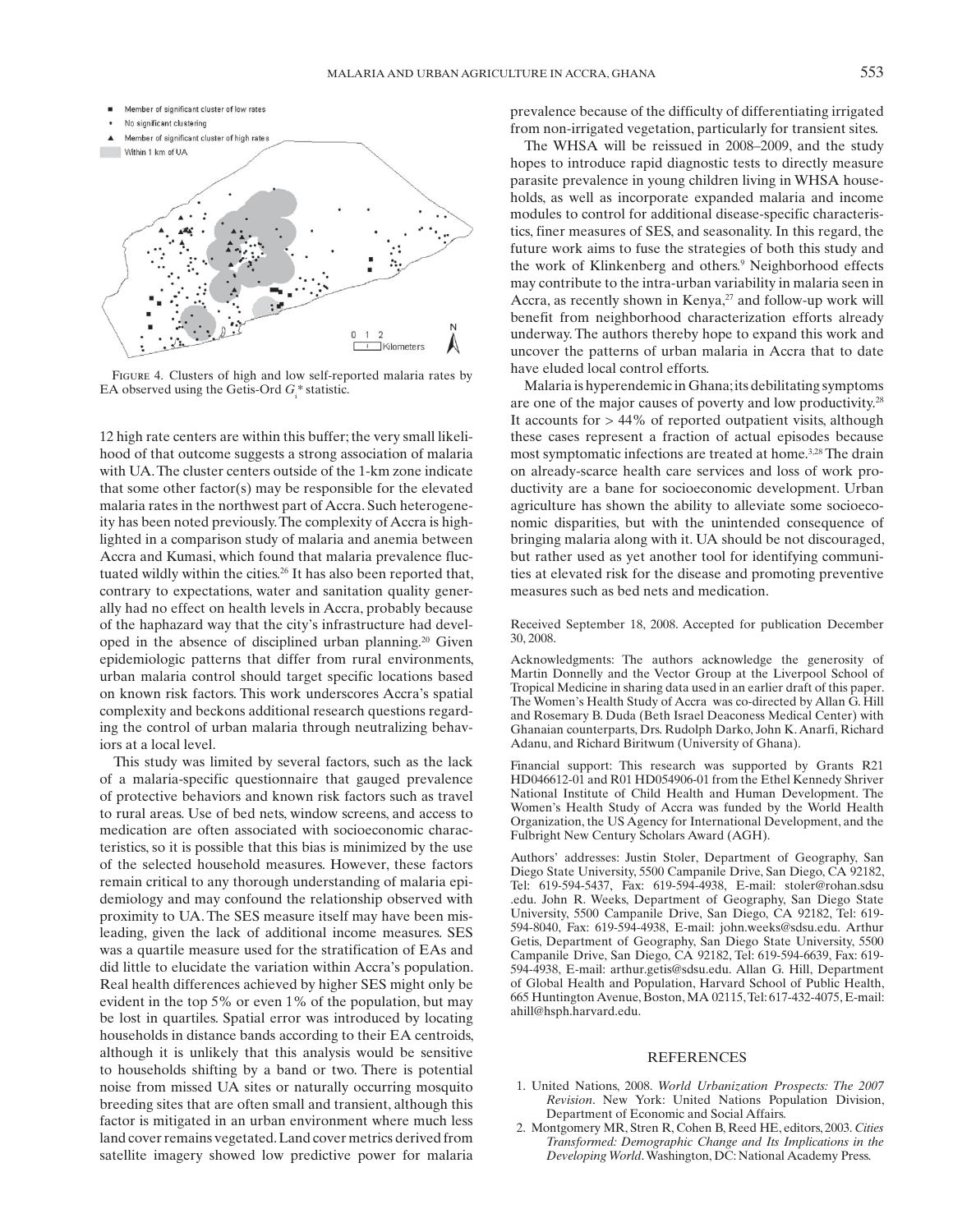FIGURE 4. Clusters of high and low self-reported malaria rates by EA observed using the Getis-Ord $G_i^*$ statistic.

12 high rate centers are within this buffer; the very small likelihood of that outcome suggests a strong association of malaria with UA. The cluster centers outside of the 1-km zone indicate that some other factor(s) may be responsible for the elevated malaria rates in the northwest part of Accra. Such heterogeneity has been noted previously. The complexity of Accra is highlighted in a comparison study of malaria and anemia between Accra and Kumasi, which found that malaria prevalence fluctuated wildly within the cities.[26] It has also been reported that, contrary to expectations, water and sanitation quality generally had no effect on health levels in Accra, probably because of the haphazard way that the city's infrastructure had developed in the absence of disciplined urban planning.[20] Given epidemiologic patterns that differ from rural environments, urban malaria control should target specific locations based on known risk factors. This work underscores Accra's spatial complexity and beckons additional research questions regarding the control of urban malaria through neutralizing behaviors at a local level.

This study was limited by several factors, such as the lack of a malaria-specific questionnaire that gauged prevalence of protective behaviors and known risk factors such as travel to rural areas. Use of bed nets, window screens, and access to medication are often associated with socioeconomic characteristics, so it is possible that this bias is minimized by the use of the selected household measures. However, these factors remain critical to any thorough understanding of malaria epidemiology and may confound the relationship observed with proximity to UA. The SES measure itself may have been misleading, given the lack of additional income measures. SES was a quartile measure used for the stratification of EAs and did little to elucidate the variation within Accra's population. Real health differences achieved by higher SES might only be evident in the top 5% or even 1% of the population, but may be lost in quartiles. Spatial error was introduced by locating households in distance bands according to their EA centroids, although it is unlikely that this analysis would be sensitive to households shifting by a band or two. There is potential noise from missed UA sites or naturally occurring mosquito breeding sites that are often small and transient, although this factor is mitigated in an urban environment where much less land cover remains vegetated. Land cover metrics derived from satellite imagery showed low predictive power for malaria prevalence because of the difficulty of differentiating irrigated from non-irrigated vegetation, particularly for transient sites.

The WHSA will be reissued in 2008–2009, and the study hopes to introduce rapid diagnostic tests to directly measure parasite prevalence in young children living in WHSA households, as well as incorporate expanded malaria and income modules to control for additional disease-specific characteristics, finer measures of SES, and seasonality. In this regard, the future work aims to fuse the strategies of both this study and the work of Klinkenberg and others.[9] Neighborhood effects may contribute to the intra-urban variability in malaria seen in Accra, as recently shown in Kenya,[27] and follow-up work will benefit from neighborhood characterization efforts already underway. The authors thereby hope to expand this work and uncover the patterns of urban malaria in Accra that to date have eluded local control efforts.

Malaria is hyperendemic in Ghana; its debilitating symptoms are one of the major causes of poverty and low productivity.[28] It accounts for > 44% of reported outpatient visits, although these cases represent a fraction of actual episodes because most symptomatic infections are treated at home.[3,28] The drain on already-scarce health care services and loss of work productivity are a bane for socioeconomic development. Urban agriculture has shown the ability to alleviate some socioeconomic disparities, but with the unintended consequence of bringing malaria along with it. UA should be not discouraged, but rather used as yet another tool for identifying communities at elevated risk for the disease and promoting preventive measures such as bed nets and medication.

Received September 18, 2008. Accepted for publication December 30, 2008.

Acknowledgments: The authors acknowledge the generosity of Martin Donnelly and the Vector Group at the Liverpool School of Tropical Medicine in sharing data used in an earlier draft of this paper. The Women's Health Study of Accra was co-directed by Allan G. Hill and Rosemary B. Duda (Beth Israel Deaconess Medical Center) with Ghanaian counterparts, Drs. Rudolph Darko, John K. Anarfi, Richard Adanu, and Richard Biritwum (University of Ghana).

Financial support: This research was supported by Grants R21 HD046612-01 and R01 HD054906-01 from the Ethel Kennedy Shriver National Institute of Child Health and Human Development. The Women's Health Study of Accra was funded by the World Health Organization, the US Agency for International Development, and the Fulbright New Century Scholars Award (AGH).

Authors' addresses: Justin Stoler, Department of Geography, San Diego State University, 5500 Campanile Drive, San Diego, CA 92182, Tel: 619-594-5437, Fax: 619-594-4938, E-mail: stoler@rohan.sdsu.edu. John R. Weeks, Department of Geography, San Diego State University, 5500 Campanile Drive, San Diego, CA 92182, Tel: 619-594-8040, Fax: 619-594-4938, E-mail: john.weeks@sdsu.edu. Arthur Getis, Department of Geography, San Diego State University, 5500 Campanile Drive, San Diego, CA 92182, Tel: 619-594-6639, Fax: 619-594-4938, E-mail: arthur.getis@sdsu.edu. Allan G. Hill, Department of Global Health and Population, Harvard School of Public Health, 665 Huntington Avenue, Boston, MA 02115, Tel: 617-432-4075, E-mail: ahill@hsph.harvard.edu.

## REFERENCES

1. United Nations, 2008. *World Urbanization Prospects: The 2007 Revision*. New York: United Nations Population Division, Department of Economic and Social Affairs.
2. Montgomery MR, Stren R, Cohen B, Reed HE, editors, 2003. *Cities Transformed: Demographic Change and Its Implications in the Developing World*. Washington, DC: National Academy Press.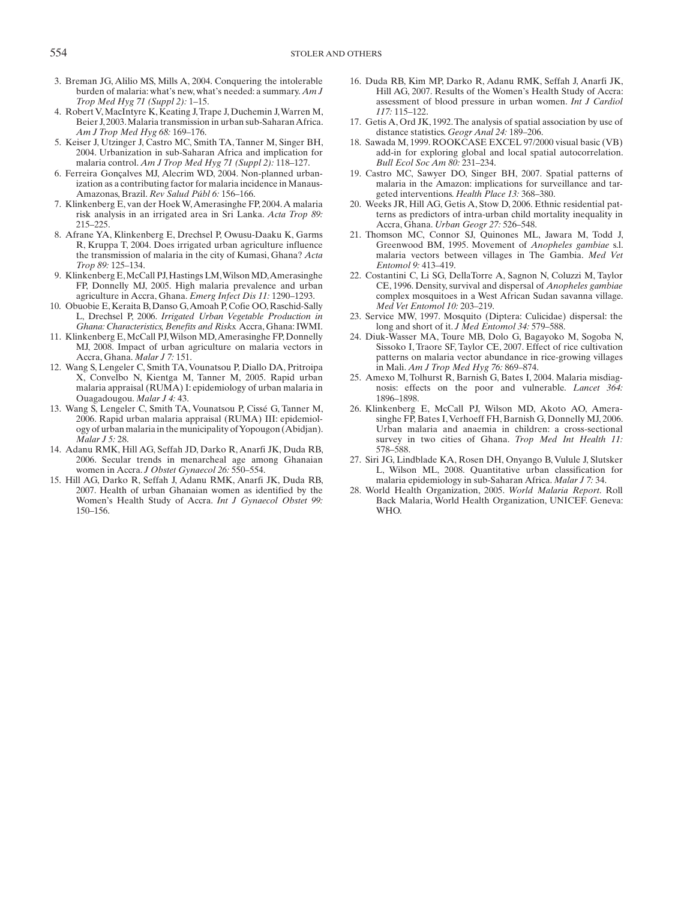3. Breman JG, Alilio MS, Mills A, 2004. Conquering the intolerable burden of malaria: what's new, what's needed: a summary. *Am J Trop Med Hyg 71 (Suppl 2):* 1–15.
4. Robert V, MacIntyre K, Keating J, Trape J, Duchemin J, Warren M, Beier J, 2003. Malaria transmission in urban sub-Saharan Africa. *Am J Trop Med Hyg 68:* 169–176.
5. Keiser J, Utzinger J, Castro MC, Smith TA, Tanner M, Singer BH, 2004. Urbanization in sub-Saharan Africa and implication for malaria control. *Am J Trop Med Hyg 71 (Suppl 2):* 118–127.
6. Ferreira Gonçalves MJ, Alecrim WD, 2004. Non-planned urbanization as a contributing factor for malaria incidence in Manaus-Amazonas, Brazil. *Rev Salud Públ 6:* 156–166.
7. Klinkenberg E, van der Hoek W, Amerasinghe FP, 2004. A malaria risk analysis in an irrigated area in Sri Lanka. *Acta Trop 89:* 215–225.
8. Afrane YA, Klinkenberg E, Drechsel P, Owusu-Daaku K, Garms R, Kruppa T, 2004. Does irrigated urban agriculture influence the transmission of malaria in the city of Kumasi, Ghana? *Acta Trop 89:* 125–134.
9. Klinkenberg E, McCall PJ, Hastings LM, Wilson MD, Amerasinghe FP, Donnelly MJ, 2005. High malaria prevalence and urban agriculture in Accra, Ghana. *Emerg Infect Dis 11:* 1290–1293.
10. Obuobie E, Keraita B, Danso G, Amoah P, Cofie OO, Raschid-Sally L, Drechsel P, 2006. *Irrigated Urban Vegetable Production in Ghana: Characteristics, Benefits and Risks.* Accra, Ghana: IWMI.
11. Klinkenberg E, McCall PJ, Wilson MD, Amerasinghe FP, Donnelly MJ, 2008. Impact of urban agriculture on malaria vectors in Accra, Ghana. *Malar J 7:* 151.
12. Wang S, Lengeler C, Smith TA, Vounatsou P, Diallo DA, Pritroipa X, Convelbo N, Kientga M, Tanner M, 2005. Rapid urban malaria appraisal (RUMA) I: epidemiology of urban malaria in Ouagadougou. *Malar J 4:* 43.
13. Wang S, Lengeler C, Smith TA, Vounatsou P, Cissé G, Tanner M, 2006. Rapid urban malaria appraisal (RUMA) III: epidemiology of urban malaria in the municipality of Yopougon (Abidjan). *Malar J 5:* 28.
14. Adanu RMK, Hill AG, Seffah JD, Darko R, Anarfi JK, Duda RB, 2006. Secular trends in menarcheal age among Ghanaian women in Accra. *J Obstet Gynaecol 26:* 550–554.
15. Hill AG, Darko R, Seffah J, Adanu RMK, Anarfi JK, Duda RB, 2007. Health of urban Ghanaian women as identified by the Women's Health Study of Accra. *Int J Gynaecol Obstet 99:* 150–156.
16. Duda RB, Kim MP, Darko R, Adanu RMK, Seffah J, Anarfi JK, Hill AG, 2007. Results of the Women's Health Study of Accra: assessment of blood pressure in urban women. *Int J Cardiol 117:* 115–122.
17. Getis A, Ord JK, 1992. The analysis of spatial association by use of distance statistics. *Geogr Anal 24:* 189–206.
18. Sawada M, 1999. ROOKCASE EXCEL 97/2000 visual basic (VB) add-in for exploring global and local spatial autocorrelation. *Bull Ecol Soc Am 80:* 231–234.
19. Castro MC, Sawyer DO, Singer BH, 2007. Spatial patterns of malaria in the Amazon: implications for surveillance and targeted interventions. *Health Place 13:* 368–380.
20. Weeks JR, Hill AG, Getis A, Stow D, 2006. Ethnic residential patterns as predictors of intra-urban child mortality inequality in Accra, Ghana. *Urban Geogr 27:* 526–548.
21. Thomson MC, Connor SJ, Quinones ML, Jawara M, Todd J, Greenwood BM, 1995. Movement of *Anopheles gambiae* s.l. malaria vectors between villages in The Gambia. *Med Vet Entomol 9:* 413–419.
22. Costantini C, Li SG, DellaTorre A, Sagnon N, Coluzzi M, Taylor CE, 1996. Density, survival and dispersal of *Anopheles gambiae* complex mosquitoes in a West African Sudan savanna village. *Med Vet Entomol 10:* 203–219.
23. Service MW, 1997. Mosquito (Diptera: Culicidae) dispersal: the long and short of it. *J Med Entomol 34:* 579–588.
24. Diuk-Wasser MA, Toure MB, Dolo G, Bagayoko M, Sogoba N, Sissoko I, Traore SF, Taylor CE, 2007. Effect of rice cultivation patterns on malaria vector abundance in rice-growing villages in Mali. *Am J Trop Med Hyg 76:* 869–874.
25. Amexo M, Tolhurst R, Barnish G, Bates I, 2004. Malaria misdiagnosis: effects on the poor and vulnerable. *Lancet 364:* 1896–1898.
26. Klinkenberg E, McCall PJ, Wilson MD, Akoto AO, Amerasinghe FP, Bates I, Verhoeff FH, Barnish G, Donnelly MJ, 2006. Urban malaria and anaemia in children: a cross-sectional survey in two cities of Ghana. *Trop Med Int Health 11:* 578–588.
27. Siri JG, Lindblade KA, Rosen DH, Onyango B, Vulule J, Slutsker L, Wilson ML, 2008. Quantitative urban classification for malaria epidemiology in sub-Saharan Africa. *Malar J 7:* 34.
28. World Health Organization, 2005. *World Malaria Report*. Roll Back Malaria, World Health Organization, UNICEF. Geneva: WHO.